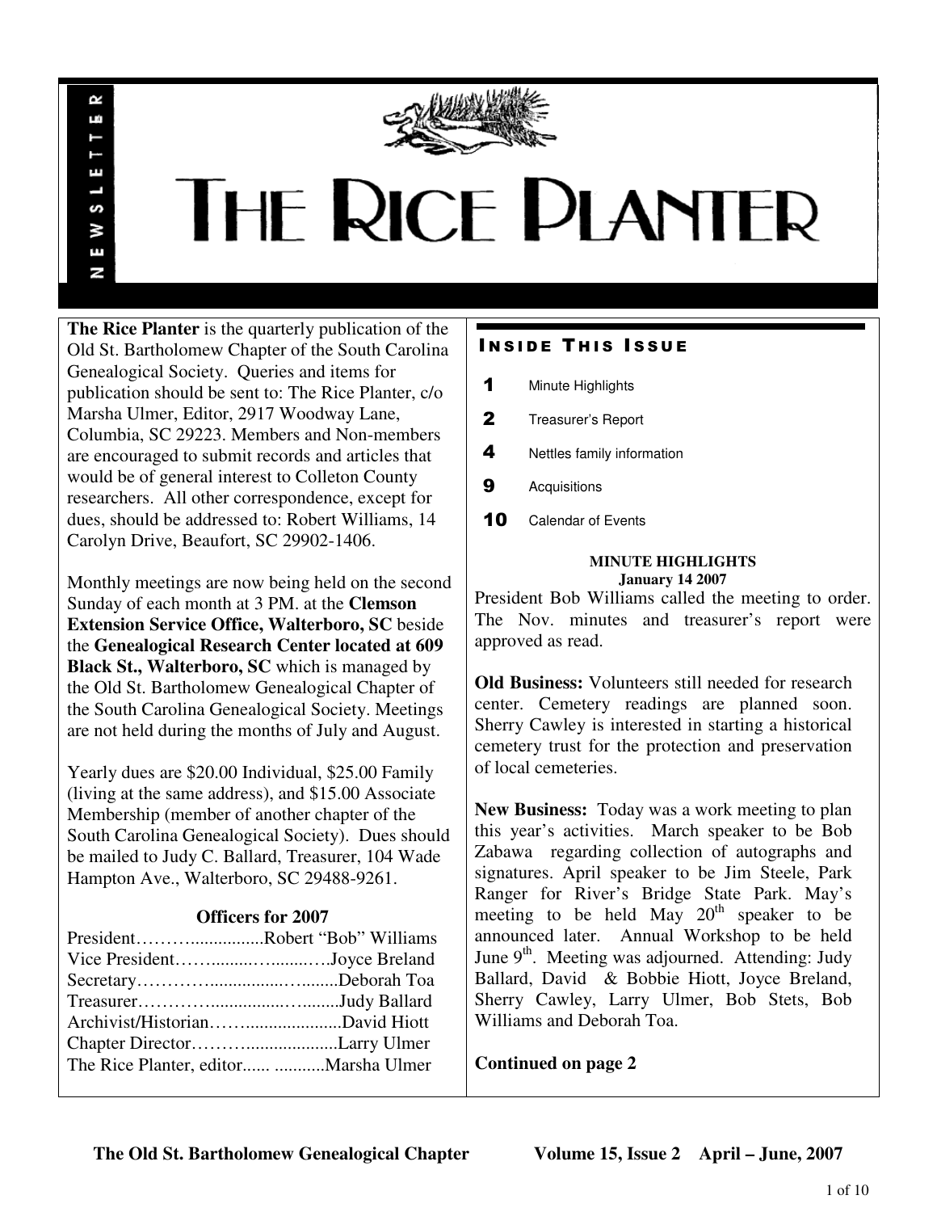# THE RICE PLANTER

NEWSLETTER

**The Rice Planter** is the quarterly publication of the Old St. Bartholomew Chapter of the South Carolina Genealogical Society. Queries and items for publication should be sent to: The Rice Planter, c/o Marsha Ulmer, Editor, 2917 Woodway Lane, Columbia, SC 29223. Members and Non-members are encouraged to submit records and articles that would be of general interest to Colleton County researchers. All other correspondence, except for dues, should be addressed to: Robert Williams, 14 Carolyn Drive, Beaufort, SC 29902-1406.

Monthly meetings are now being held on the second Sunday of each month at 3 PM. at the **Clemson Extension Service Office, Walterboro, SC** beside the **Genealogical Research Center located at 609 Black St., Walterboro, SC** which is managed by the Old St. Bartholomew Genealogical Chapter of the South Carolina Genealogical Society. Meetings are not held during the months of July and August.

Yearly dues are $20.00 Individual, $25.00 Family (living at the same address), and $15.00 Associate Membership (member of another chapter of the South Carolina Genealogical Society). Dues should be mailed to Judy C. Ballard, Treasurer, 104 Wade Hampton Ave., Walterboro, SC 29488-9261.

### Officers for 2007

President……….................Robert "Bob" Williams
Vice President……........…........….Joyce Breland
Secretary…………...............….........Deborah Toa
Treasurer…………...............….........Judy Ballard
Archivist/Historian……......................David Hiott
Chapter Director………......................Larry Ulmer
The Rice Planter, editor...... ...........Marsha Ulmer

## INSIDE THIS ISSUE

| | |
|---|---|
| 1 | Minute Highlights |
| 2 | Treasurer's Report |
| 4 | Nettles family information |
| 9 | Acquisitions |
| 10 | Calendar of Events |

### MINUTE HIGHLIGHTS
**January 14 2007**

President Bob Williams called the meeting to order. The Nov. minutes and treasurer's report were approved as read.

**Old Business:** Volunteers still needed for research center. Cemetery readings are planned soon. Sherry Cawley is interested in starting a historical cemetery trust for the protection and preservation of local cemeteries.

**New Business:** Today was a work meeting to plan this year's activities. March speaker to be Bob Zabawa regarding collection of autographs and signatures. April speaker to be Jim Steele, Park Ranger for River's Bridge State Park. May's meeting to be held May 20th speaker to be announced later. Annual Workshop to be held June 9th. Meeting was adjourned. Attending: Judy Ballard, David & Bobbie Hiott, Joyce Breland, Sherry Cawley, Larry Ulmer, Bob Stets, Bob Williams and Deborah Toa.

**Continued on page 2**

**The Old St. Bartholomew Genealogical Chapter Volume 15, Issue 2 April – June, 2007**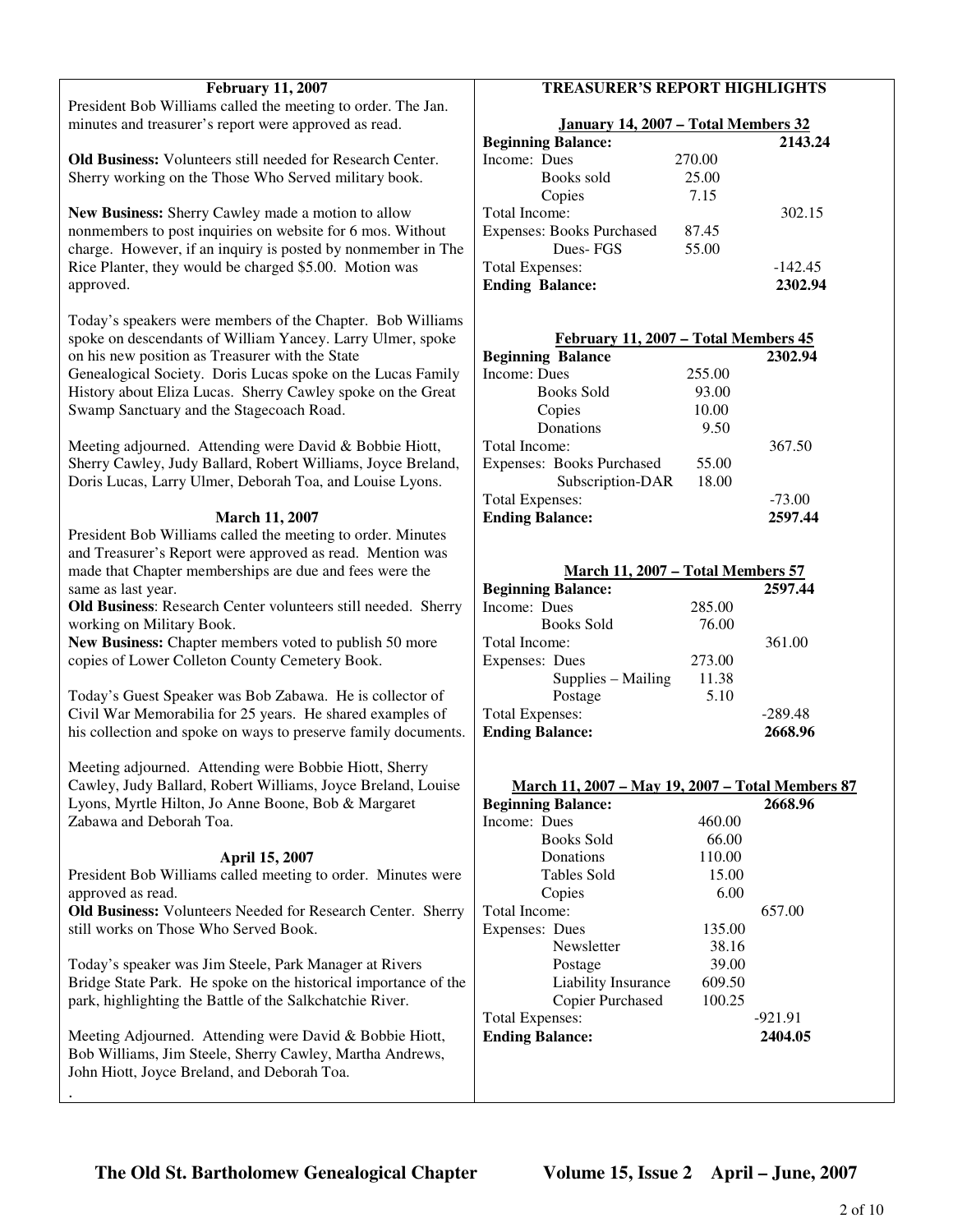**February 11, 2007**

President Bob Williams called the meeting to order. The Jan. minutes and treasurer's report were approved as read.

**Old Business:** Volunteers still needed for Research Center. Sherry working on the Those Who Served military book.

**New Business:** Sherry Cawley made a motion to allow nonmembers to post inquiries on website for 6 mos. Without charge. However, if an inquiry is posted by nonmember in The Rice Planter, they would be charged $5.00. Motion was approved.

Today's speakers were members of the Chapter. Bob Williams spoke on descendants of William Yancey. Larry Ulmer, spoke on his new position as Treasurer with the State Genealogical Society. Doris Lucas spoke on the Lucas Family History about Eliza Lucas. Sherry Cawley spoke on the Great Swamp Sanctuary and the Stagecoach Road.

Meeting adjourned. Attending were David & Bobbie Hiott, Sherry Cawley, Judy Ballard, Robert Williams, Joyce Breland, Doris Lucas, Larry Ulmer, Deborah Toa, and Louise Lyons.

**March 11, 2007**

President Bob Williams called the meeting to order. Minutes and Treasurer's Report were approved as read. Mention was made that Chapter memberships are due and fees were the same as last year.

**Old Business**: Research Center volunteers still needed. Sherry working on Military Book.

**New Business:** Chapter members voted to publish 50 more copies of Lower Colleton County Cemetery Book.

Today's Guest Speaker was Bob Zabawa. He is collector of Civil War Memorabilia for 25 years. He shared examples of his collection and spoke on ways to preserve family documents.

Meeting adjourned. Attending were Bobbie Hiott, Sherry Cawley, Judy Ballard, Robert Williams, Joyce Breland, Louise Lyons, Myrtle Hilton, Jo Anne Boone, Bob & Margaret Zabawa and Deborah Toa.

**April 15, 2007**

President Bob Williams called meeting to order. Minutes were approved as read.

**Old Business:** Volunteers Needed for Research Center. Sherry still works on Those Who Served Book.

Today's speaker was Jim Steele, Park Manager at Rivers Bridge State Park. He spoke on the historical importance of the park, highlighting the Battle of the Salkchatchie River.

Meeting Adjourned. Attending were David & Bobbie Hiott, Bob Williams, Jim Steele, Sherry Cawley, Martha Andrews, John Hiott, Joyce Breland, and Deborah Toa.

.

**TREASURER'S REPORT HIGHLIGHTS**

**January 14, 2007 – Total Members 32**

| | | |
|---|---|---|
| **Beginning Balance:** | | **2143.24** |
| Income: Dues | 270.00 | |
| Books sold | 25.00 | |
| Copies | 7.15 | |
| Total Income: | | 302.15 |
| Expenses: Books Purchased | 87.45 | |
| Dues- FGS | 55.00 | |
| Total Expenses: | | -142.45 |
| **Ending Balance:** | | **2302.94** |

**February 11, 2007 – Total Members 45**

| | | |
|---|---|---|
| **Beginning Balance** | | **2302.94** |
| Income: Dues | 255.00 | |
| Books Sold | 93.00 | |
| Copies | 10.00 | |
| Donations | 9.50 | |
| Total Income: | | 367.50 |
| Expenses: Books Purchased | 55.00 | |
| Subscription-DAR | 18.00 | |
| Total Expenses: | | -73.00 |
| **Ending Balance:** | | **2597.44** |

**March 11, 2007 – Total Members 57**

| | | |
|---|---|---|
| **Beginning Balance:** | | **2597.44** |
| Income: Dues | 285.00 | |
| Books Sold | 76.00 | |
| Total Income: | | 361.00 |
| Expenses: Dues | 273.00 | |
| Supplies – Mailing | 11.38 | |
| Postage | 5.10 | |
| Total Expenses: | | -289.48 |
| **Ending Balance:** | | **2668.96** |

**March 11, 2007 – May 19, 2007 – Total Members 87**

| | | |
|---|---|---|
| **Beginning Balance:** | | **2668.96** |
| Income: Dues | 460.00 | |
| Books Sold | 66.00 | |
| Donations | 110.00 | |
| Tables Sold | 15.00 | |
| Copies | 6.00 | |
| Total Income: | | 657.00 |
| Expenses: Dues | 135.00 | |
| Newsletter | 38.16 | |
| Postage | 39.00 | |
| Liability Insurance | 609.50 | |
| Copier Purchased | 100.25 | |
| Total Expenses: | | -921.91 |
| **Ending Balance:** | | **2404.05** |

**The Old St. Bartholomew Genealogical Chapter Volume 15, Issue 2 April – June, 2007**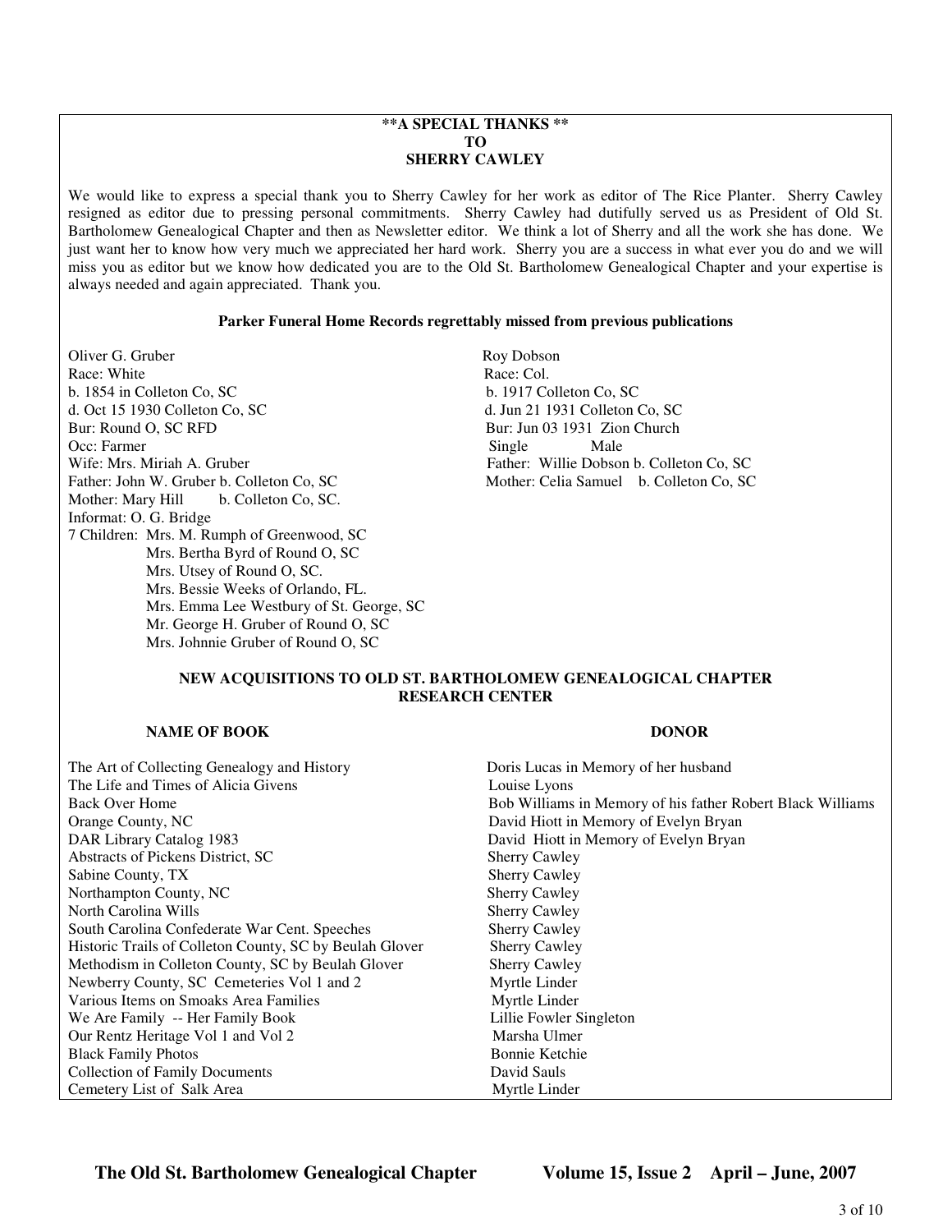**\*\*A SPECIAL THANKS \*\***
**TO**
**SHERRY CAWLEY**

We would like to express a special thank you to Sherry Cawley for her work as editor of The Rice Planter. Sherry Cawley resigned as editor due to pressing personal commitments. Sherry Cawley had dutifully served us as President of Old St. Bartholomew Genealogical Chapter and then as Newsletter editor. We think a lot of Sherry and all the work she has done. We just want her to know how very much we appreciated her hard work. Sherry you are a success in what ever you do and we will miss you as editor but we know how dedicated you are to the Old St. Bartholomew Genealogical Chapter and your expertise is always needed and again appreciated. Thank you.

**Parker Funeral Home Records regrettably missed from previous publications**

Oliver G. Gruber
Race: White
b. 1854 in Colleton Co, SC
d. Oct 15 1930 Colleton Co, SC
Bur: Round O, SC RFD
Occ: Farmer
Wife: Mrs. Miriah A. Gruber
Father: John W. Gruber b. Colleton Co, SC
Mother: Mary Hill b. Colleton Co, SC.
Informat: O. G. Bridge
7 Children: Mrs. M. Rumph of Greenwood, SC
Mrs. Bertha Byrd of Round O, SC
Mrs. Utsey of Round O, SC.
Mrs. Bessie Weeks of Orlando, FL.
Mrs. Emma Lee Westbury of St. George, SC
Mr. George H. Gruber of Round O, SC
Mrs. Johnnie Gruber of Round O, SC

Roy Dobson
Race: Col.
b. 1917 Colleton Co, SC
d. Jun 21 1931 Colleton Co, SC
Bur: Jun 03 1931 Zion Church
Single Male
Father: Willie Dobson b. Colleton Co, SC
Mother: Celia Samuel b. Colleton Co, SC

**NEW ACQUISITIONS TO OLD ST. BARTHOLOMEW GENEALOGICAL CHAPTER RESEARCH CENTER**

| NAME OF BOOK | DONOR |
|---|---|
| The Art of Collecting Genealogy and History | Doris Lucas in Memory of her husband |
| The Life and Times of Alicia Givens | Louise Lyons |
| Back Over Home | Bob Williams in Memory of his father Robert Black Williams |
| Orange County, NC | David Hiott in Memory of Evelyn Bryan |
| DAR Library Catalog 1983 | David Hiott in Memory of Evelyn Bryan |
| Abstracts of Pickens District, SC | Sherry Cawley |
| Sabine County, TX | Sherry Cawley |
| Northampton County, NC | Sherry Cawley |
| North Carolina Wills | Sherry Cawley |
| South Carolina Confederate War Cent. Speeches | Sherry Cawley |
| Historic Trails of Colleton County, SC by Beulah Glover | Sherry Cawley |
| Methodism in Colleton County, SC by Beulah Glover | Sherry Cawley |
| Newberry County, SC Cemeteries Vol 1 and 2 | Myrtle Linder |
| Various Items on Smoaks Area Families | Myrtle Linder |
| We Are Family -- Her Family Book | Lillie Fowler Singleton |
| Our Rentz Heritage Vol 1 and Vol 2 | Marsha Ulmer |
| Black Family Photos | Bonnie Ketchie |
| Collection of Family Documents | David Sauls |
| Cemetery List of Salk Area | Myrtle Linder |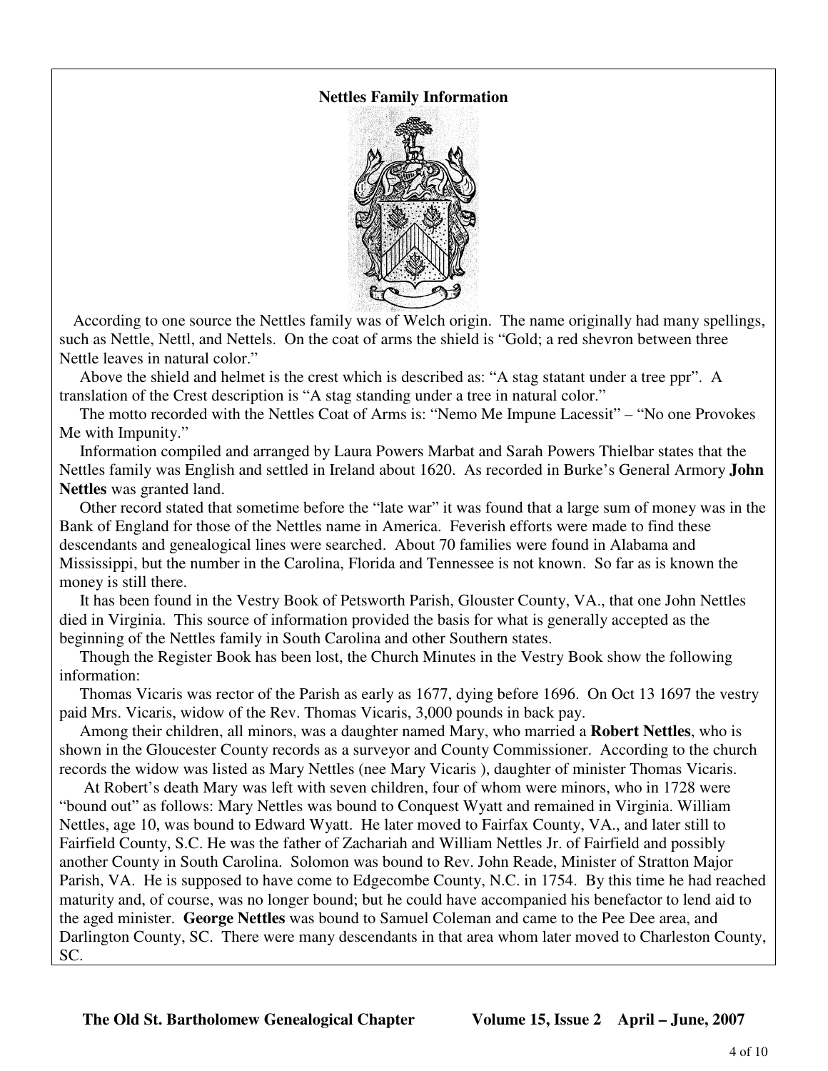## Nettles Family Information

According to one source the Nettles family was of Welch origin. The name originally had many spellings, such as Nettle, Nettl, and Nettels. On the coat of arms the shield is "Gold; a red shevron between three Nettle leaves in natural color."

Above the shield and helmet is the crest which is described as: "A stag statant under a tree ppr". A translation of the Crest description is "A stag standing under a tree in natural color."

The motto recorded with the Nettles Coat of Arms is: "Nemo Me Impune Lacessit" – "No one Provokes Me with Impunity."

Information compiled and arranged by Laura Powers Marbat and Sarah Powers Thielbar states that the Nettles family was English and settled in Ireland about 1620. As recorded in Burke's General Armory **John Nettles** was granted land.

Other record stated that sometime before the "late war" it was found that a large sum of money was in the Bank of England for those of the Nettles name in America. Feverish efforts were made to find these descendants and genealogical lines were searched. About 70 families were found in Alabama and Mississippi, but the number in the Carolina, Florida and Tennessee is not known. So far as is known the money is still there.

It has been found in the Vestry Book of Petsworth Parish, Glouster County, VA., that one John Nettles died in Virginia. This source of information provided the basis for what is generally accepted as the beginning of the Nettles family in South Carolina and other Southern states.

Though the Register Book has been lost, the Church Minutes in the Vestry Book show the following information:

Thomas Vicaris was rector of the Parish as early as 1677, dying before 1696. On Oct 13 1697 the vestry paid Mrs. Vicaris, widow of the Rev. Thomas Vicaris, 3,000 pounds in back pay.

Among their children, all minors, was a daughter named Mary, who married a **Robert Nettles**, who is shown in the Gloucester County records as a surveyor and County Commissioner. According to the church records the widow was listed as Mary Nettles (nee Mary Vicaris ), daughter of minister Thomas Vicaris.

At Robert's death Mary was left with seven children, four of whom were minors, who in 1728 were "bound out" as follows: Mary Nettles was bound to Conquest Wyatt and remained in Virginia. William Nettles, age 10, was bound to Edward Wyatt. He later moved to Fairfax County, VA., and later still to Fairfield County, S.C. He was the father of Zachariah and William Nettles Jr. of Fairfield and possibly another County in South Carolina. Solomon was bound to Rev. John Reade, Minister of Stratton Major Parish, VA. He is supposed to have come to Edgecombe County, N.C. in 1754. By this time he had reached maturity and, of course, was no longer bound; but he could have accompanied his benefactor to lend aid to the aged minister. **George Nettles** was bound to Samuel Coleman and came to the Pee Dee area, and Darlington County, SC. There were many descendants in that area whom later moved to Charleston County, SC.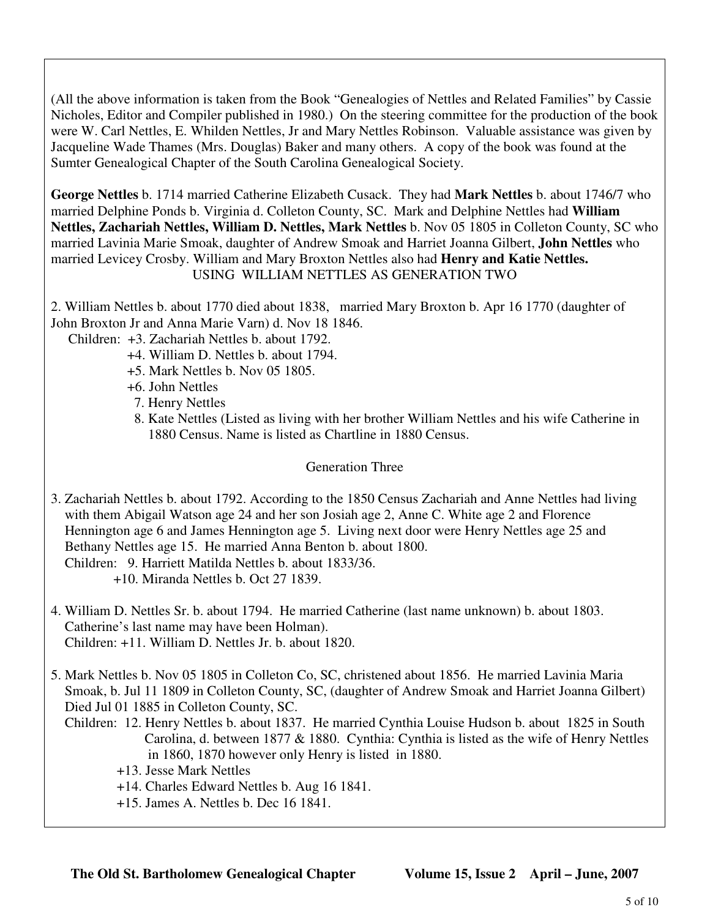(All the above information is taken from the Book "Genealogies of Nettles and Related Families" by Cassie Nicholes, Editor and Compiler published in 1980.) On the steering committee for the production of the book were W. Carl Nettles, E. Whilden Nettles, Jr and Mary Nettles Robinson. Valuable assistance was given by Jacqueline Wade Thames (Mrs. Douglas) Baker and many others. A copy of the book was found at the Sumter Genealogical Chapter of the South Carolina Genealogical Society.

**George Nettles** b. 1714 married Catherine Elizabeth Cusack. They had **Mark Nettles** b. about 1746/7 who married Delphine Ponds b. Virginia d. Colleton County, SC. Mark and Delphine Nettles had **William Nettles, Zachariah Nettles, William D. Nettles, Mark Nettles** b. Nov 05 1805 in Colleton County, SC who married Lavinia Marie Smoak, daughter of Andrew Smoak and Harriet Joanna Gilbert, **John Nettles** who married Levicey Crosby. William and Mary Broxton Nettles also had **Henry and Katie Nettles.**

USING WILLIAM NETTLES AS GENERATION TWO

2. William Nettles b. about 1770 died about 1838, married Mary Broxton b. Apr 16 1770 (daughter of John Broxton Jr and Anna Marie Varn) d. Nov 18 1846.
   Children: +3. Zachariah Nettles b. about 1792.
   +4. William D. Nettles b. about 1794.
   +5. Mark Nettles b. Nov 05 1805.
   +6. John Nettles
   7. Henry Nettles
   8. Kate Nettles (Listed as living with her brother William Nettles and his wife Catherine in 1880 Census. Name is listed as Chartline in 1880 Census.

## Generation Three

3. Zachariah Nettles b. about 1792. According to the 1850 Census Zachariah and Anne Nettles had living with them Abigail Watson age 24 and her son Josiah age 2, Anne C. White age 2 and Florence Hennington age 6 and James Hennington age 5. Living next door were Henry Nettles age 25 and Bethany Nettles age 15. He married Anna Benton b. about 1800.
   Children: 9. Harriett Matilda Nettles b. about 1833/36.
   +10. Miranda Nettles b. Oct 27 1839.

4. William D. Nettles Sr. b. about 1794. He married Catherine (last name unknown) b. about 1803. Catherine's last name may have been Holman).
   Children: +11. William D. Nettles Jr. b. about 1820.

5. Mark Nettles b. Nov 05 1805 in Colleton Co, SC, christened about 1856. He married Lavinia Maria Smoak, b. Jul 11 1809 in Colleton County, SC, (daughter of Andrew Smoak and Harriet Joanna Gilbert) Died Jul 01 1885 in Colleton County, SC.
   Children: 12. Henry Nettles b. about 1837. He married Cynthia Louise Hudson b. about 1825 in South Carolina, d. between 1877 & 1880. Cynthia: Cynthia is listed as the wife of Henry Nettles in 1860, 1870 however only Henry is listed in 1880.
   +13. Jesse Mark Nettles
   +14. Charles Edward Nettles b. Aug 16 1841.
   +15. James A. Nettles b. Dec 16 1841.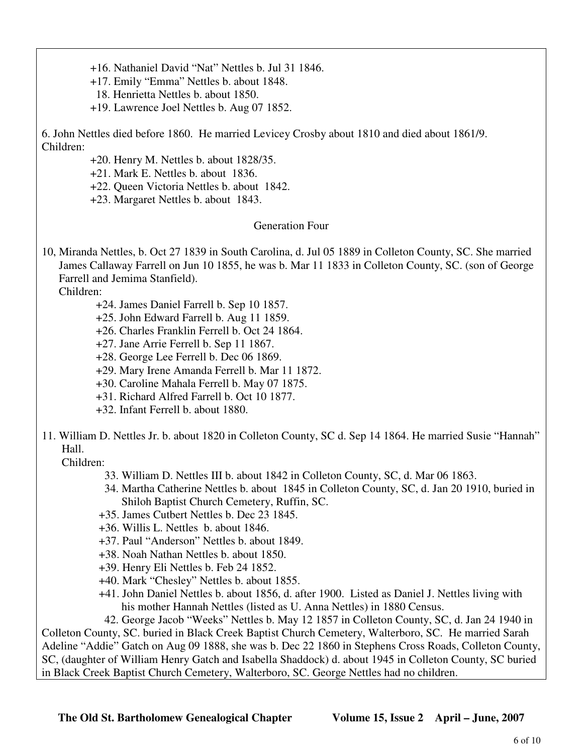+16. Nathaniel David “Nat” Nettles b. Jul 31 1846.
+17. Emily “Emma” Nettles b. about 1848.
18. Henrietta Nettles b. about 1850.
+19. Lawrence Joel Nettles b. Aug 07 1852.

6. John Nettles died before 1860. He married Levicey Crosby about 1810 and died about 1861/9.
Children:

+20. Henry M. Nettles b. about 1828/35.
+21. Mark E. Nettles b. about 1836.
+22. Queen Victoria Nettles b. about 1842.
+23. Margaret Nettles b. about 1843.

## Generation Four

10, Miranda Nettles, b. Oct 27 1839 in South Carolina, d. Jul 05 1889 in Colleton County, SC. She married James Callaway Farrell on Jun 10 1855, he was b. Mar 11 1833 in Colleton County, SC. (son of George Farrell and Jemima Stanfield).
Children:

+24. James Daniel Farrell b. Sep 10 1857.
+25. John Edward Farrell b. Aug 11 1859.
+26. Charles Franklin Ferrell b. Oct 24 1864.
+27. Jane Arrie Ferrell b. Sep 11 1867.
+28. George Lee Ferrell b. Dec 06 1869.
+29. Mary Irene Amanda Ferrell b. Mar 11 1872.
+30. Caroline Mahala Ferrell b. May 07 1875.
+31. Richard Alfred Farrell b. Oct 10 1877.
+32. Infant Ferrell b. about 1880.

11. William D. Nettles Jr. b. about 1820 in Colleton County, SC d. Sep 14 1864. He married Susie “Hannah” Hall.
Children:

33. William D. Nettles III b. about 1842 in Colleton County, SC, d. Mar 06 1863.
34. Martha Catherine Nettles b. about 1845 in Colleton County, SC, d. Jan 20 1910, buried in Shiloh Baptist Church Cemetery, Ruffin, SC.
+35. James Cutbert Nettles b. Dec 23 1845.
+36. Willis L. Nettles b. about 1846.
+37. Paul “Anderson” Nettles b. about 1849.
+38. Noah Nathan Nettles b. about 1850.
+39. Henry Eli Nettles b. Feb 24 1852.
+40. Mark “Chesley” Nettles b. about 1855.
+41. John Daniel Nettles b. about 1856, d. after 1900. Listed as Daniel J. Nettles living with his mother Hannah Nettles (listed as U. Anna Nettles) in 1880 Census.
42. George Jacob “Weeks” Nettles b. May 12 1857 in Colleton County, SC, d. Jan 24 1940 in Colleton County, SC. buried in Black Creek Baptist Church Cemetery, Walterboro, SC. He married Sarah Adeline “Addie” Gatch on Aug 09 1888, she was b. Dec 22 1860 in Stephens Cross Roads, Colleton County, SC, (daughter of William Henry Gatch and Isabella Shaddock) d. about 1945 in Colleton County, SC buried in Black Creek Baptist Church Cemetery, Walterboro, SC. George Nettles had no children.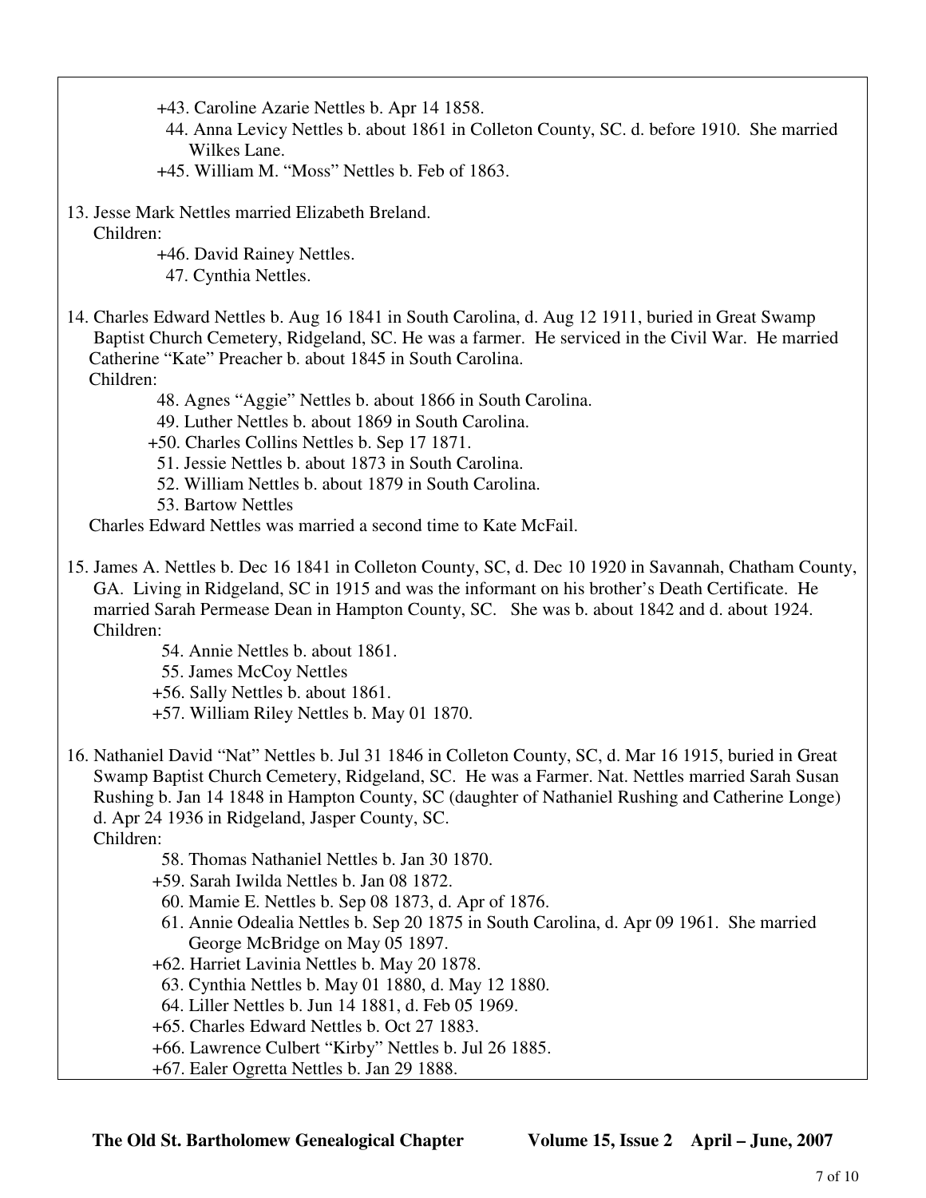+43. Caroline Azarie Nettles b. Apr 14 1858.
44. Anna Levicy Nettles b. about 1861 in Colleton County, SC. d. before 1910. She married Wilkes Lane.
+45. William M. "Moss" Nettles b. Feb of 1863.

13. Jesse Mark Nettles married Elizabeth Breland.
Children:
+46. David Rainey Nettles.
47. Cynthia Nettles.

14. Charles Edward Nettles b. Aug 16 1841 in South Carolina, d. Aug 12 1911, buried in Great Swamp Baptist Church Cemetery, Ridgeland, SC. He was a farmer. He serviced in the Civil War. He married Catherine "Kate" Preacher b. about 1845 in South Carolina.
Children:
48. Agnes "Aggie" Nettles b. about 1866 in South Carolina.
49. Luther Nettles b. about 1869 in South Carolina.
+50. Charles Collins Nettles b. Sep 17 1871.
51. Jessie Nettles b. about 1873 in South Carolina.
52. William Nettles b. about 1879 in South Carolina.
53. Bartow Nettles
Charles Edward Nettles was married a second time to Kate McFail.

15. James A. Nettles b. Dec 16 1841 in Colleton County, SC, d. Dec 10 1920 in Savannah, Chatham County, GA. Living in Ridgeland, SC in 1915 and was the informant on his brother's Death Certificate. He married Sarah Permease Dean in Hampton County, SC. She was b. about 1842 and d. about 1924.
Children:
54. Annie Nettles b. about 1861.
55. James McCoy Nettles
+56. Sally Nettles b. about 1861.
+57. William Riley Nettles b. May 01 1870.

16. Nathaniel David "Nat" Nettles b. Jul 31 1846 in Colleton County, SC, d. Mar 16 1915, buried in Great Swamp Baptist Church Cemetery, Ridgeland, SC. He was a Farmer. Nat. Nettles married Sarah Susan Rushing b. Jan 14 1848 in Hampton County, SC (daughter of Nathaniel Rushing and Catherine Longe) d. Apr 24 1936 in Ridgeland, Jasper County, SC.
Children:
58. Thomas Nathaniel Nettles b. Jan 30 1870.
+59. Sarah Iwilda Nettles b. Jan 08 1872.
60. Mamie E. Nettles b. Sep 08 1873, d. Apr of 1876.
61. Annie Odealia Nettles b. Sep 20 1875 in South Carolina, d. Apr 09 1961. She married George McBridge on May 05 1897.
+62. Harriet Lavinia Nettles b. May 20 1878.
63. Cynthia Nettles b. May 01 1880, d. May 12 1880.
64. Liller Nettles b. Jun 14 1881, d. Feb 05 1969.
+65. Charles Edward Nettles b. Oct 27 1883.
+66. Lawrence Culbert "Kirby" Nettles b. Jul 26 1885.
+67. Ealer Ogretta Nettles b. Jan 29 1888.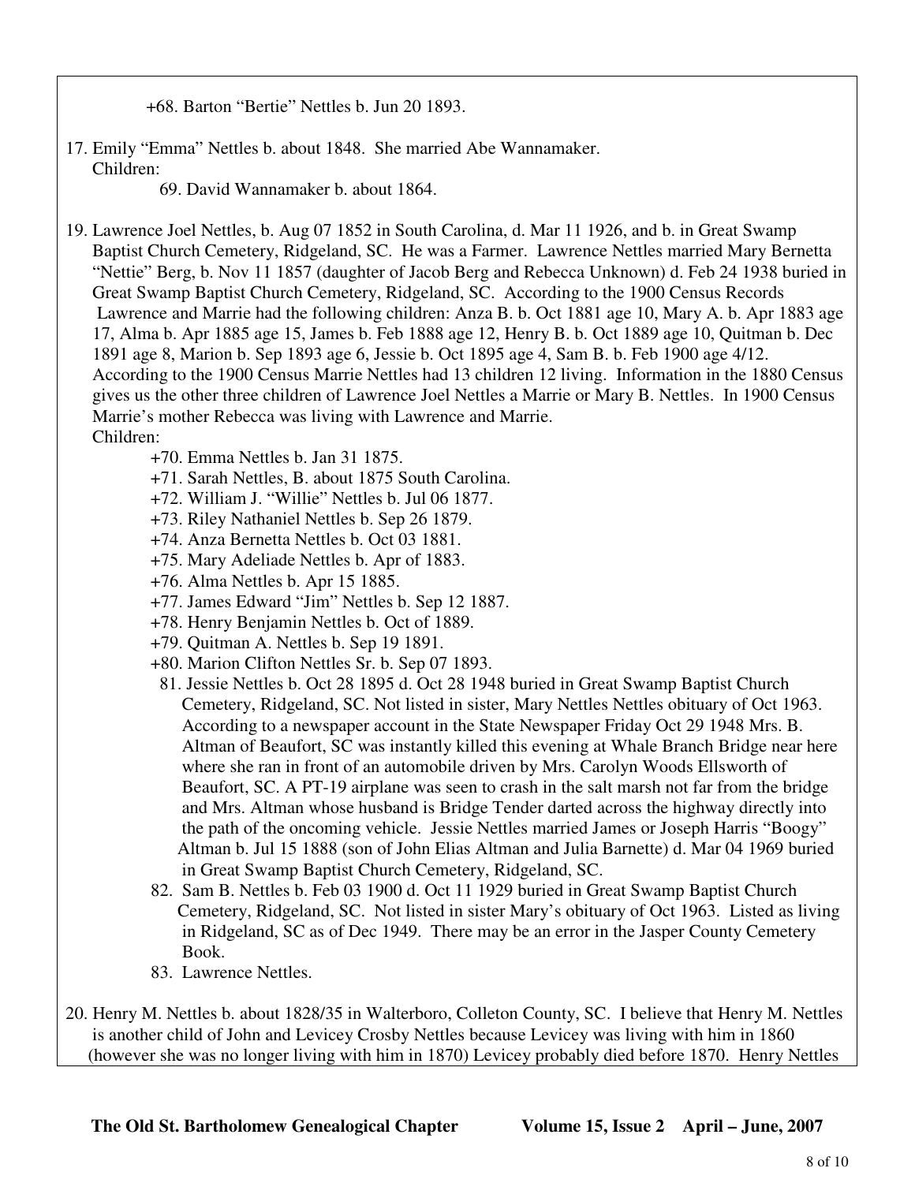+68. Barton "Bertie" Nettles b. Jun 20 1893.

17. Emily "Emma" Nettles b. about 1848. She married Abe Wannamaker.
    Children:
    69. David Wannamaker b. about 1864.

19. Lawrence Joel Nettles, b. Aug 07 1852 in South Carolina, d. Mar 11 1926, and b. in Great Swamp Baptist Church Cemetery, Ridgeland, SC. He was a Farmer. Lawrence Nettles married Mary Bernetta "Nettie" Berg, b. Nov 11 1857 (daughter of Jacob Berg and Rebecca Unknown) d. Feb 24 1938 buried in Great Swamp Baptist Church Cemetery, Ridgeland, SC. According to the 1900 Census Records Lawrence and Marrie had the following children: Anza B. b. Oct 1881 age 10, Mary A. b. Apr 1883 age 17, Alma b. Apr 1885 age 15, James b. Feb 1888 age 12, Henry B. b. Oct 1889 age 10, Quitman b. Dec 1891 age 8, Marion b. Sep 1893 age 6, Jessie b. Oct 1895 age 4, Sam B. b. Feb 1900 age 4/12. According to the 1900 Census Marrie Nettles had 13 children 12 living. Information in the 1880 Census gives us the other three children of Lawrence Joel Nettles a Marrie or Mary B. Nettles. In 1900 Census Marrie's mother Rebecca was living with Lawrence and Marrie.
    Children:
    +70. Emma Nettles b. Jan 31 1875.
    +71. Sarah Nettles, B. about 1875 South Carolina.
    +72. William J. "Willie" Nettles b. Jul 06 1877.
    +73. Riley Nathaniel Nettles b. Sep 26 1879.
    +74. Anza Bernetta Nettles b. Oct 03 1881.
    +75. Mary Adeliade Nettles b. Apr of 1883.
    +76. Alma Nettles b. Apr 15 1885.
    +77. James Edward "Jim" Nettles b. Sep 12 1887.
    +78. Henry Benjamin Nettles b. Oct of 1889.
    +79. Quitman A. Nettles b. Sep 19 1891.
    +80. Marion Clifton Nettles Sr. b. Sep 07 1893.
    81. Jessie Nettles b. Oct 28 1895 d. Oct 28 1948 buried in Great Swamp Baptist Church Cemetery, Ridgeland, SC. Not listed in sister, Mary Nettles Nettles obituary of Oct 1963. According to a newspaper account in the State Newspaper Friday Oct 29 1948 Mrs. B. Altman of Beaufort, SC was instantly killed this evening at Whale Branch Bridge near here where she ran in front of an automobile driven by Mrs. Carolyn Woods Ellsworth of Beaufort, SC. A PT-19 airplane was seen to crash in the salt marsh not far from the bridge and Mrs. Altman whose husband is Bridge Tender darted across the highway directly into the path of the oncoming vehicle. Jessie Nettles married James or Joseph Harris "Boogy" Altman b. Jul 15 1888 (son of John Elias Altman and Julia Barnette) d. Mar 04 1969 buried in Great Swamp Baptist Church Cemetery, Ridgeland, SC.
    82. Sam B. Nettles b. Feb 03 1900 d. Oct 11 1929 buried in Great Swamp Baptist Church Cemetery, Ridgeland, SC. Not listed in sister Mary's obituary of Oct 1963. Listed as living in Ridgeland, SC as of Dec 1949. There may be an error in the Jasper County Cemetery Book.
    83. Lawrence Nettles.

20. Henry M. Nettles b. about 1828/35 in Walterboro, Colleton County, SC. I believe that Henry M. Nettles is another child of John and Levicey Crosby Nettles because Levicey was living with him in 1860 (however she was no longer living with him in 1870) Levicey probably died before 1870. Henry Nettles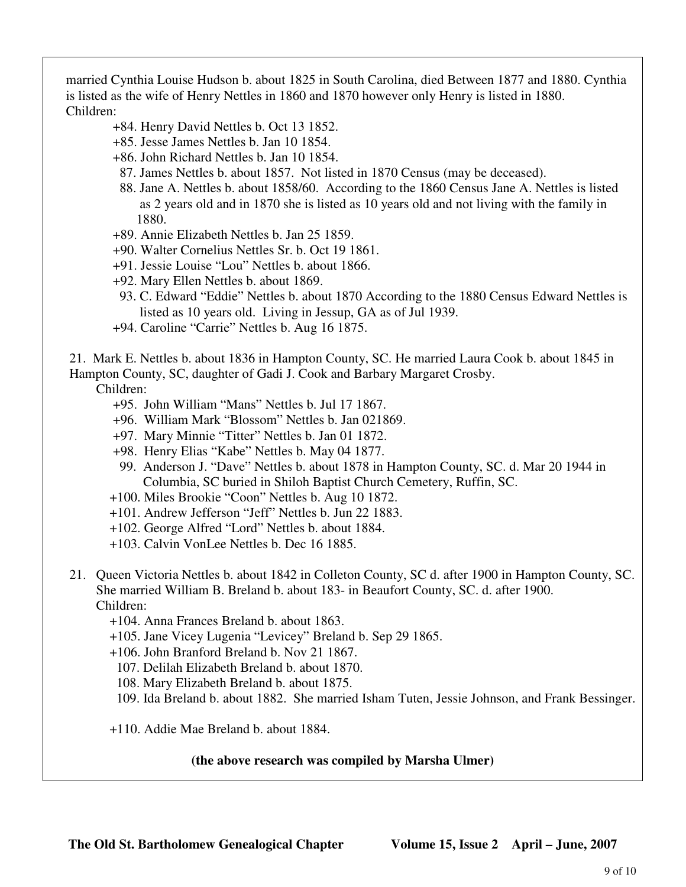married Cynthia Louise Hudson b. about 1825 in South Carolina, died Between 1877 and 1880. Cynthia is listed as the wife of Henry Nettles in 1860 and 1870 however only Henry is listed in 1880.
Children:

+84. Henry David Nettles b. Oct 13 1852.
+85. Jesse James Nettles b. Jan 10 1854.
+86. John Richard Nettles b. Jan 10 1854.
87. James Nettles b. about 1857. Not listed in 1870 Census (may be deceased).
88. Jane A. Nettles b. about 1858/60. According to the 1860 Census Jane A. Nettles is listed as 2 years old and in 1870 she is listed as 10 years old and not living with the family in 1880.
+89. Annie Elizabeth Nettles b. Jan 25 1859.
+90. Walter Cornelius Nettles Sr. b. Oct 19 1861.
+91. Jessie Louise "Lou" Nettles b. about 1866.
+92. Mary Ellen Nettles b. about 1869.
93. C. Edward "Eddie" Nettles b. about 1870 According to the 1880 Census Edward Nettles is listed as 10 years old. Living in Jessup, GA as of Jul 1939.
+94. Caroline "Carrie" Nettles b. Aug 16 1875.

21. Mark E. Nettles b. about 1836 in Hampton County, SC. He married Laura Cook b. about 1845 in Hampton County, SC, daughter of Gadi J. Cook and Barbary Margaret Crosby.
Children:

+95. John William "Mans" Nettles b. Jul 17 1867.
+96. William Mark "Blossom" Nettles b. Jan 021869.
+97. Mary Minnie "Titter" Nettles b. Jan 01 1872.
+98. Henry Elias "Kabe" Nettles b. May 04 1877.
99. Anderson J. "Dave" Nettles b. about 1878 in Hampton County, SC. d. Mar 20 1944 in Columbia, SC buried in Shiloh Baptist Church Cemetery, Ruffin, SC.
+100. Miles Brookie "Coon" Nettles b. Aug 10 1872.
+101. Andrew Jefferson "Jeff" Nettles b. Jun 22 1883.
+102. George Alfred "Lord" Nettles b. about 1884.
+103. Calvin VonLee Nettles b. Dec 16 1885.

21. Queen Victoria Nettles b. about 1842 in Colleton County, SC d. after 1900 in Hampton County, SC. She married William B. Breland b. about 183- in Beaufort County, SC. d. after 1900.
Children:

+104. Anna Frances Breland b. about 1863.
+105. Jane Vicey Lugenia "Levicey" Breland b. Sep 29 1865.
+106. John Branford Breland b. Nov 21 1867.
107. Delilah Elizabeth Breland b. about 1870.
108. Mary Elizabeth Breland b. about 1875.
109. Ida Breland b. about 1882. She married Isham Tuten, Jessie Johnson, and Frank Bessinger.

+110. Addie Mae Breland b. about 1884.

**(the above research was compiled by Marsha Ulmer)**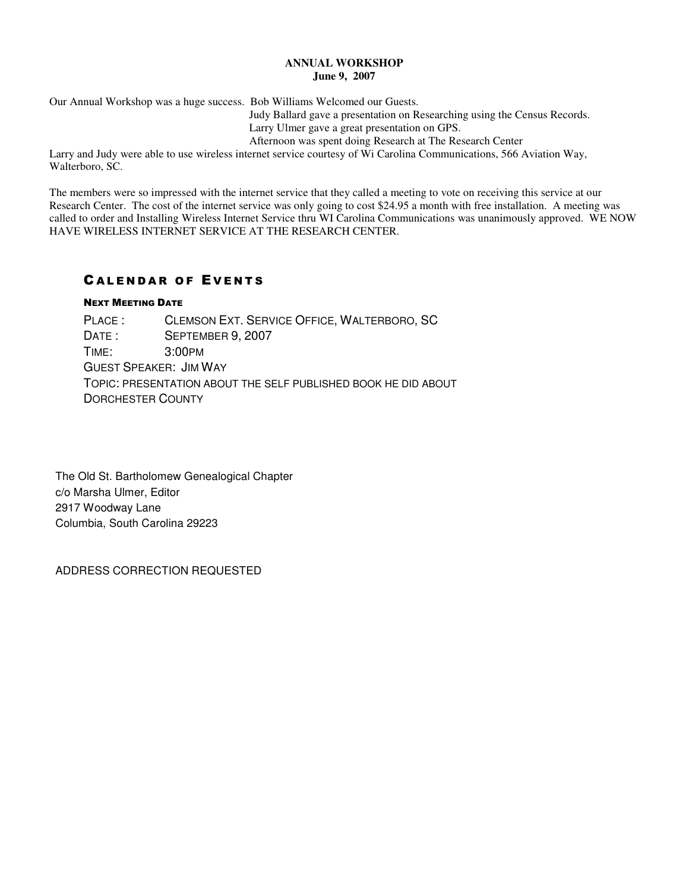**ANNUAL WORKSHOP**
**June 9, 2007**

Our Annual Workshop was a huge success. Bob Williams Welcomed our Guests.
Judy Ballard gave a presentation on Researching using the Census Records.
Larry Ulmer gave a great presentation on GPS.
Afternoon was spent doing Research at The Research Center
Larry and Judy were able to use wireless internet service courtesy of Wi Carolina Communications, 566 Aviation Way, Walterboro, SC.

The members were so impressed with the internet service that they called a meeting to vote on receiving this service at our Research Center. The cost of the internet service was only going to cost $24.95 a month with free installation. A meeting was called to order and Installing Wireless Internet Service thru WI Carolina Communications was unanimously approved. WE NOW HAVE WIRELESS INTERNET SERVICE AT THE RESEARCH CENTER.

## CALENDAR OF EVENTS

### NEXT MEETING DATE

PLACE : CLEMSON EXT. SERVICE OFFICE, WALTERBORO, SC
DATE : SEPTEMBER 9, 2007
TIME: 3:00PM
GUEST SPEAKER: JIM WAY
TOPIC: PRESENTATION ABOUT THE SELF PUBLISHED BOOK HE DID ABOUT DORCHESTER COUNTY

The Old St. Bartholomew Genealogical Chapter
c/o Marsha Ulmer, Editor
2917 Woodway Lane
Columbia, South Carolina 29223

ADDRESS CORRECTION REQUESTED